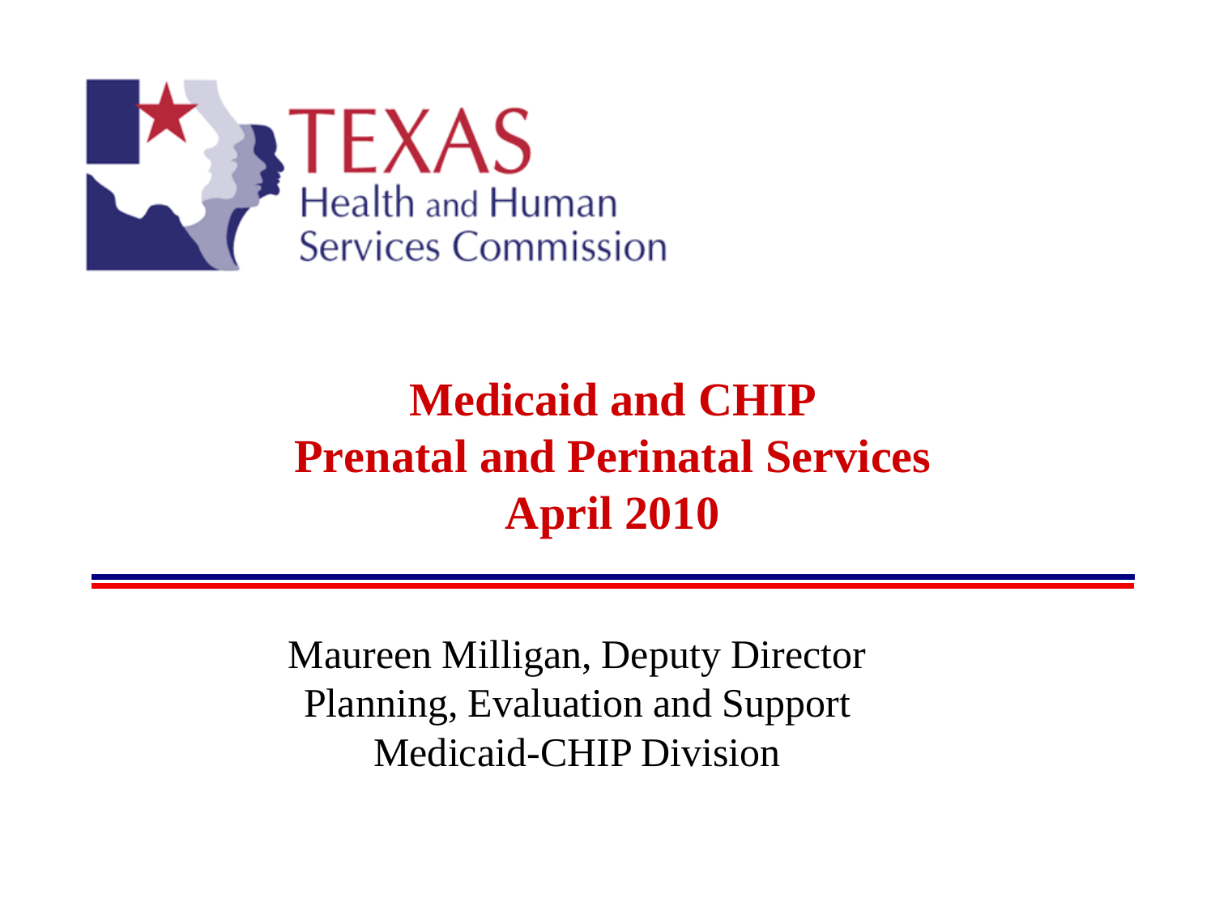TEXAS
Health and Human
Services Commission

# Medicaid and CHIP
# Prenatal and Perinatal Services
# April 2010

Maureen Milligan, Deputy Director
Planning, Evaluation and Support
Medicaid-CHIP Division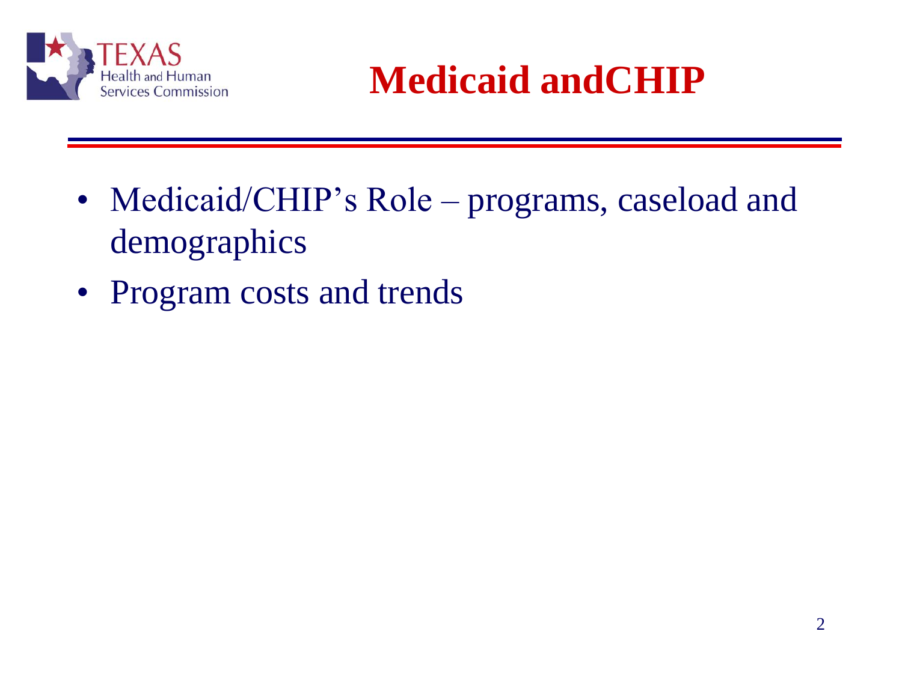# Medicaid andCHIP

- Medicaid/CHIP’s Role – programs, caseload and demographics
- Program costs and trends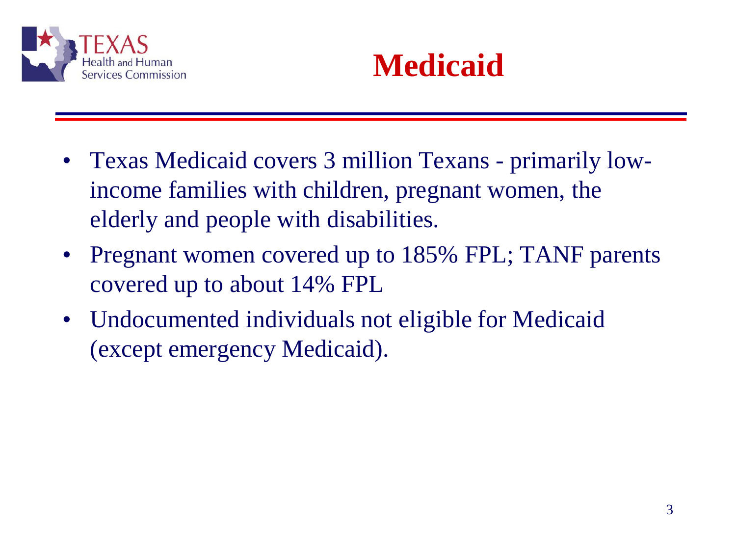# Medicaid

- Texas Medicaid covers 3 million Texans - primarily low-income families with children, pregnant women, the elderly and people with disabilities.
- Pregnant women covered up to 185% FPL; TANF parents covered up to about 14% FPL
- Undocumented individuals not eligible for Medicaid (except emergency Medicaid).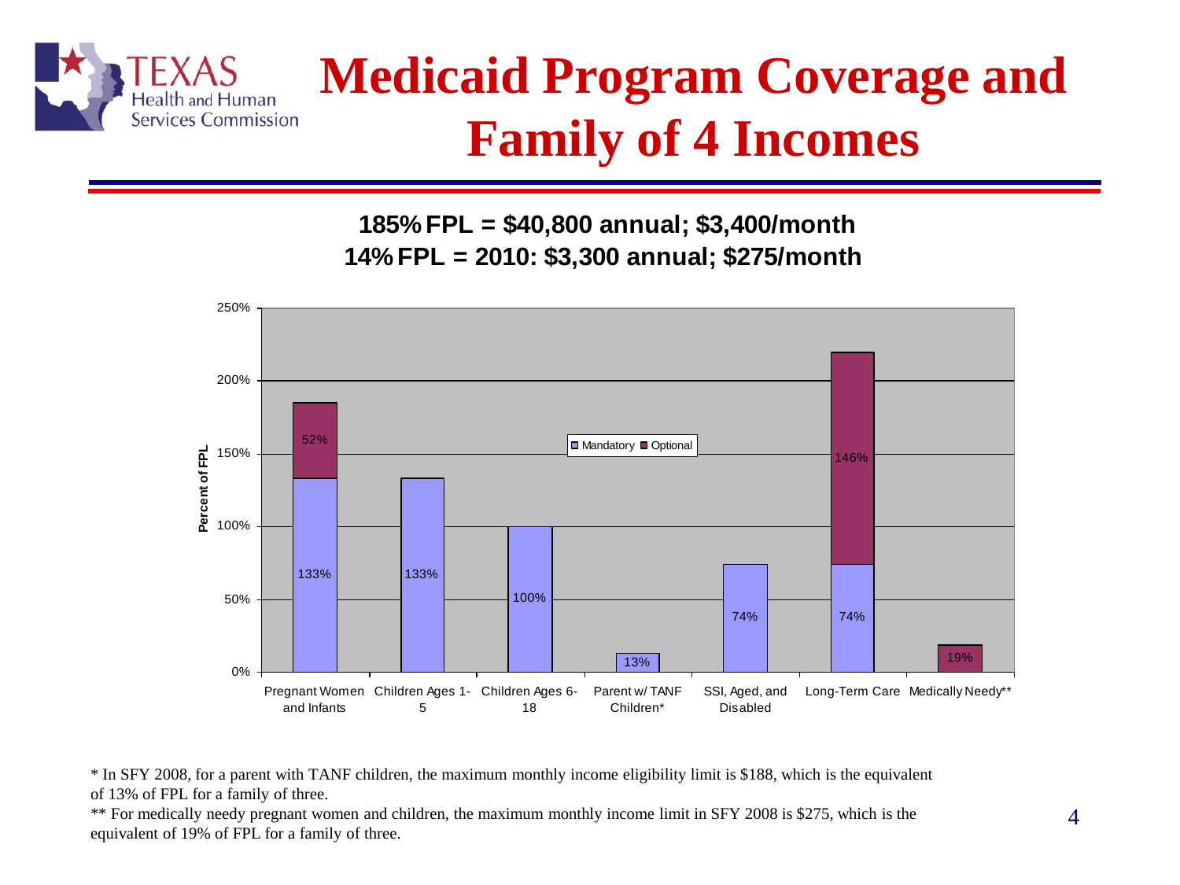# Medicaid Program Coverage and Family of 4 Incomes

**185% FPL = $40,800 annual; $3,400/month**
**14% FPL = 2010: $3,300 annual; $275/month**

| Category | Mandatory | Optional |
|---|---|---|
| Pregnant Women and Infants | 133% | 52% |
| Children Ages 1-5 | 133% | |
| Children Ages 6-18 | 100% | |
| Parent w/ TANF Children* | 13% | |
| SSI, Aged, and Disabled | 74% | |
| Long-Term Care | 74% | 146% |
| Medically Needy** | | 19% |

\* In SFY 2008, for a parent with TANF children, the maximum monthly income eligibility limit is $188, which is the equivalent of 13% of FPL for a family of three.

\*\* For medically needy pregnant women and children, the maximum monthly income limit in SFY 2008 is $275, which is the equivalent of 19% of FPL for a family of three.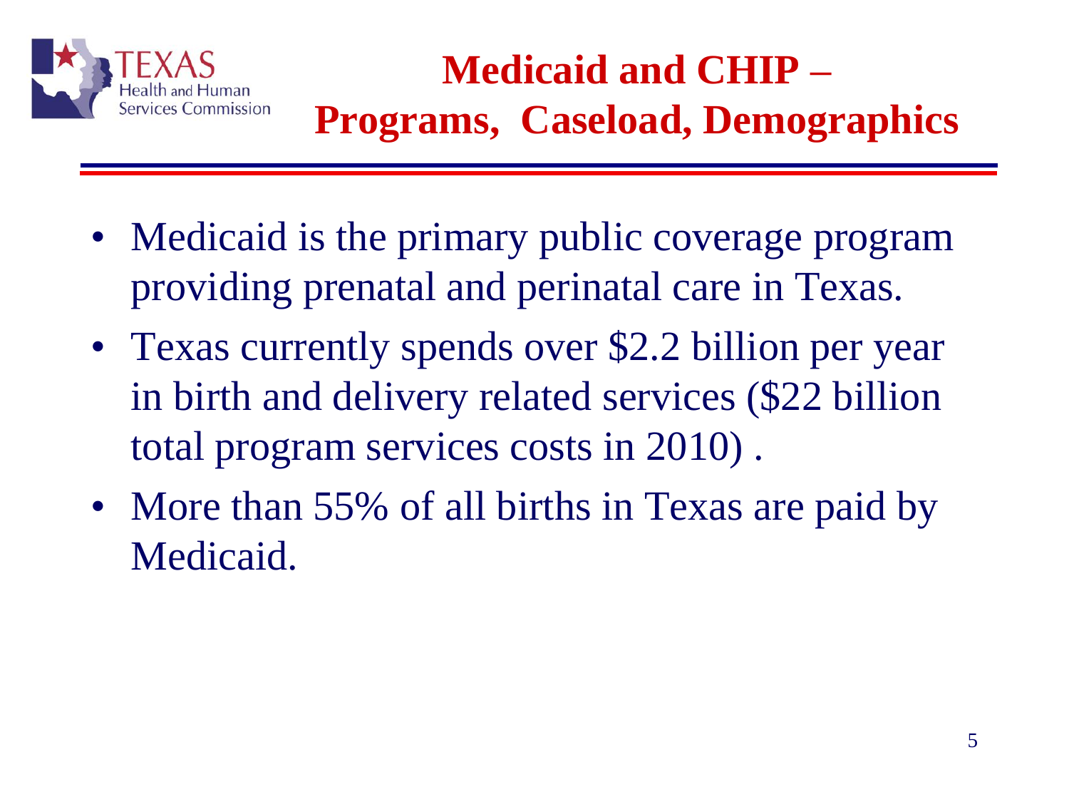# Medicaid and CHIP – Programs, Caseload, Demographics

- Medicaid is the primary public coverage program providing prenatal and perinatal care in Texas.
- Texas currently spends over $2.2 billion per year in birth and delivery related services ($22 billion total program services costs in 2010) .
- More than 55% of all births in Texas are paid by Medicaid.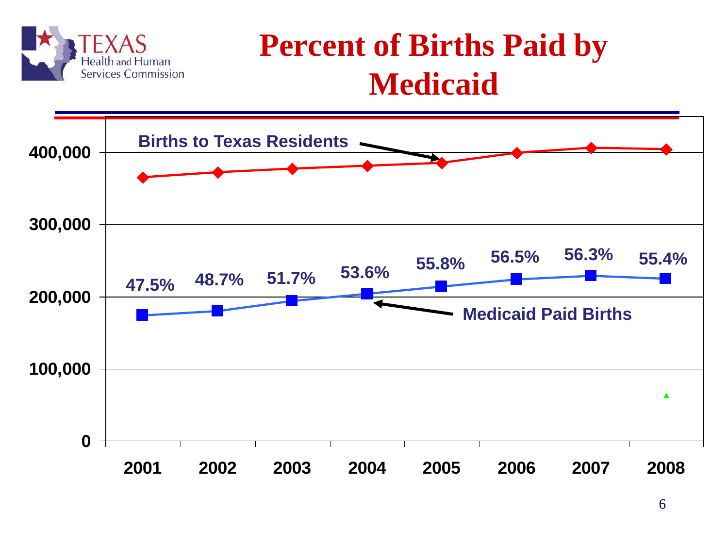# Percent of Births Paid by Medicaid

400,000
300,000
200,000
100,000
0

Births to Texas Residents

Medicaid Paid Births

| Year | 2001 | 2002 | 2003 | 2004 | 2005 | 2006 | 2007 | 2008 |
|---|---|---|---|---|---|---|---|---|
| Percent of births paid by Medicaid | 47.5% | 48.7% | 51.7% | 53.6% | 55.8% | 56.5% | 56.3% | 55.4% |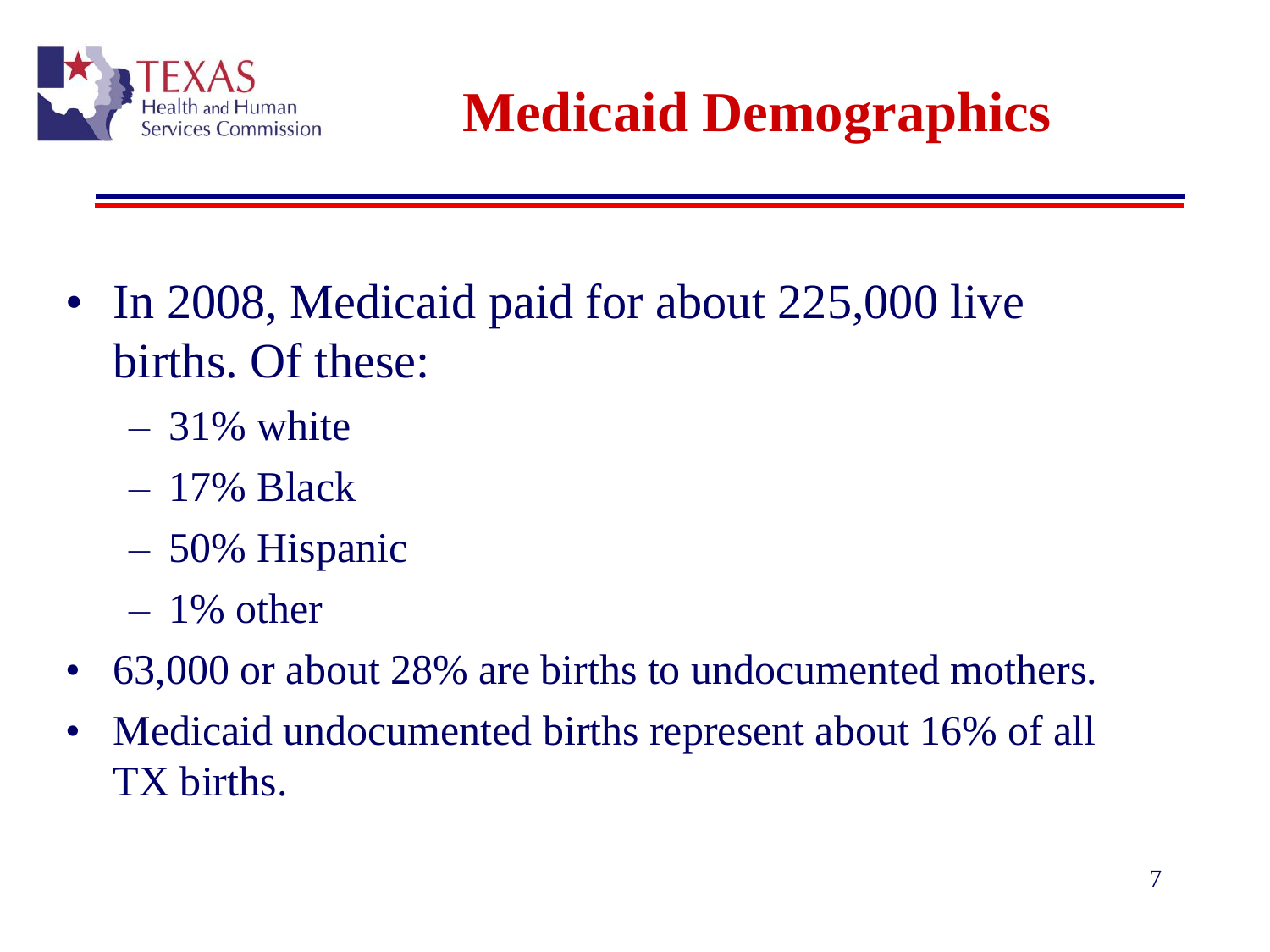# Medicaid Demographics

- In 2008, Medicaid paid for about 225,000 live births. Of these:
  - 31% white
  - 17% Black
  - 50% Hispanic
  - 1% other
- 63,000 or about 28% are births to undocumented mothers.
- Medicaid undocumented births represent about 16% of all TX births.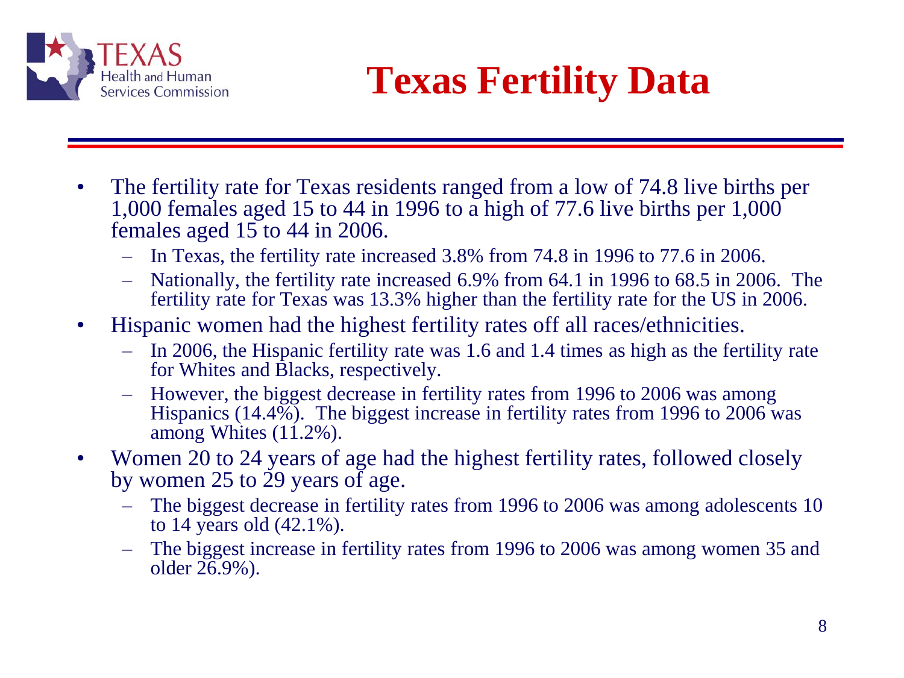# Texas Fertility Data

- The fertility rate for Texas residents ranged from a low of 74.8 live births per 1,000 females aged 15 to 44 in 1996 to a high of 77.6 live births per 1,000 females aged 15 to 44 in 2006.
  - In Texas, the fertility rate increased 3.8% from 74.8 in 1996 to 77.6 in 2006.
  - Nationally, the fertility rate increased 6.9% from 64.1 in 1996 to 68.5 in 2006. The fertility rate for Texas was 13.3% higher than the fertility rate for the US in 2006.
- Hispanic women had the highest fertility rates off all races/ethnicities.
  - In 2006, the Hispanic fertility rate was 1.6 and 1.4 times as high as the fertility rate for Whites and Blacks, respectively.
  - However, the biggest decrease in fertility rates from 1996 to 2006 was among Hispanics (14.4%). The biggest increase in fertility rates from 1996 to 2006 was among Whites (11.2%).
- Women 20 to 24 years of age had the highest fertility rates, followed closely by women 25 to 29 years of age.
  - The biggest decrease in fertility rates from 1996 to 2006 was among adolescents 10 to 14 years old (42.1%).
  - The biggest increase in fertility rates from 1996 to 2006 was among women 35 and older 26.9%).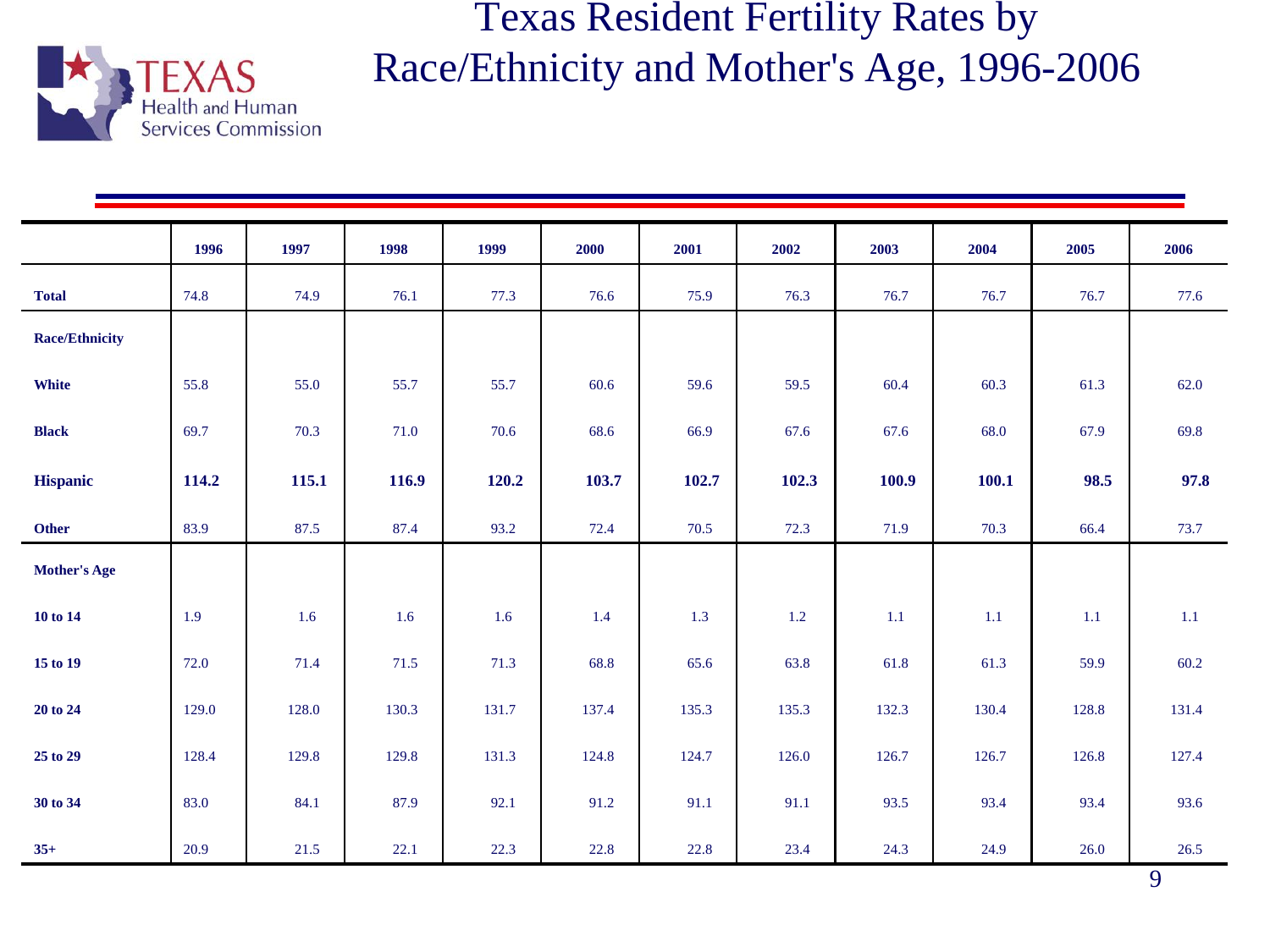# Texas Resident Fertility Rates by Race/Ethnicity and Mother's Age, 1996-2006

| | 1996 | 1997 | 1998 | 1999 | 2000 | 2001 | 2002 | 2003 | 2004 | 2005 | 2006 |
|---|---|---|---|---|---|---|---|---|---|---|---|
| **Total** | 74.8 | 74.9 | 76.1 | 77.3 | 76.6 | 75.9 | 76.3 | 76.7 | 76.7 | 76.7 | 77.6 |
| **Race/Ethnicity** | | | | | | | | | | | |
| **White** | 55.8 | 55.0 | 55.7 | 55.7 | 60.6 | 59.6 | 59.5 | 60.4 | 60.3 | 61.3 | 62.0 |
| **Black** | 69.7 | 70.3 | 71.0 | 70.6 | 68.6 | 66.9 | 67.6 | 67.6 | 68.0 | 67.9 | 69.8 |
| **Hispanic** | **114.2** | **115.1** | **116.9** | **120.2** | **103.7** | **102.7** | **102.3** | **100.9** | **100.1** | **98.5** | **97.8** |
| **Other** | 83.9 | 87.5 | 87.4 | 93.2 | 72.4 | 70.5 | 72.3 | 71.9 | 70.3 | 66.4 | 73.7 |
| **Mother's Age** | | | | | | | | | | | |
| **10 to 14** | 1.9 | 1.6 | 1.6 | 1.6 | 1.4 | 1.3 | 1.2 | 1.1 | 1.1 | 1.1 | 1.1 |
| **15 to 19** | 72.0 | 71.4 | 71.5 | 71.3 | 68.8 | 65.6 | 63.8 | 61.8 | 61.3 | 59.9 | 60.2 |
| **20 to 24** | 129.0 | 128.0 | 130.3 | 131.7 | 137.4 | 135.3 | 135.3 | 132.3 | 130.4 | 128.8 | 131.4 |
| **25 to 29** | 128.4 | 129.8 | 129.8 | 131.3 | 124.8 | 124.7 | 126.0 | 126.7 | 126.7 | 126.8 | 127.4 |
| **30 to 34** | 83.0 | 84.1 | 87.9 | 92.1 | 91.2 | 91.1 | 91.1 | 93.5 | 93.4 | 93.4 | 93.6 |
| **35+** | 20.9 | 21.5 | 22.1 | 22.3 | 22.8 | 22.8 | 23.4 | 24.3 | 24.9 | 26.0 | 26.5 |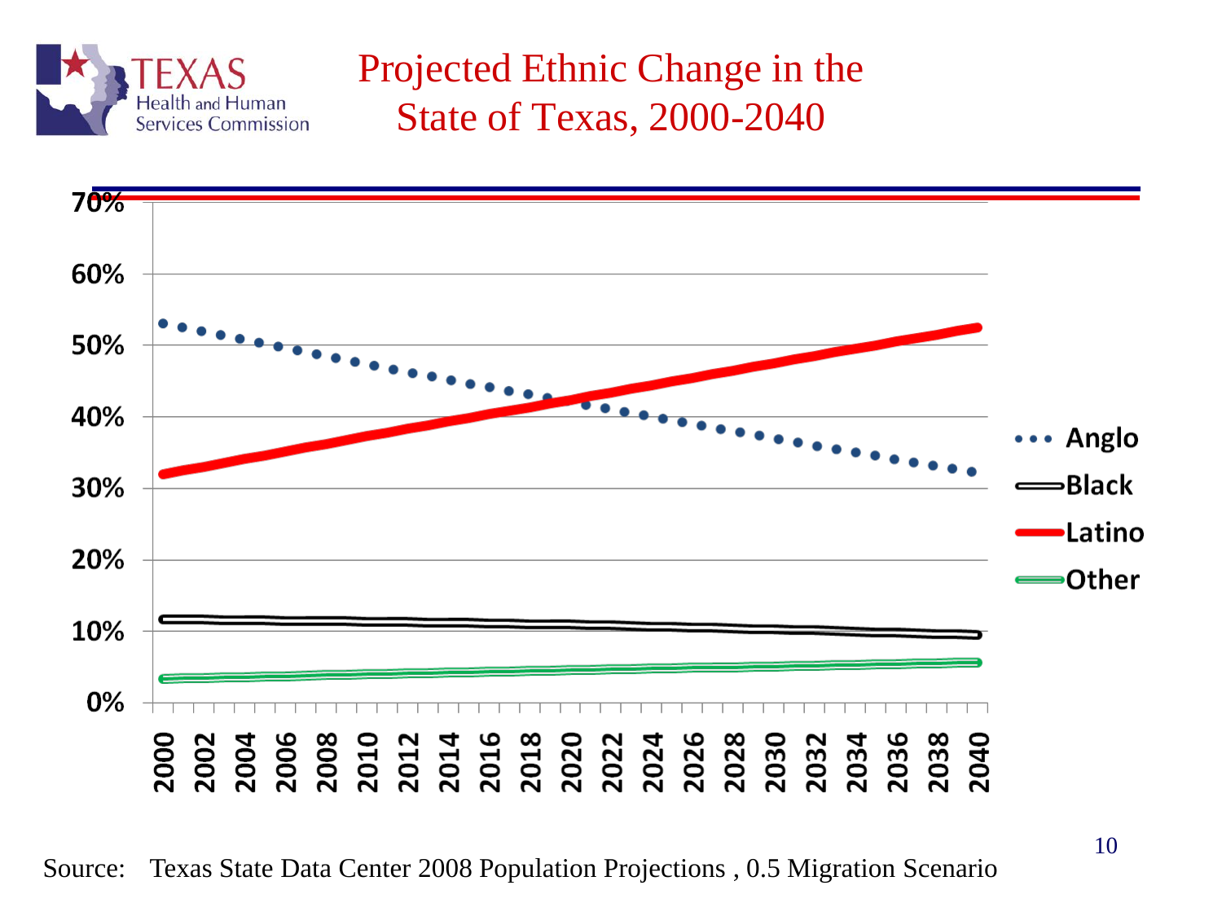# Projected Ethnic Change in the State of Texas, 2000-2040

Source: Texas State Data Center 2008 Population Projections , 0.5 Migration Scenario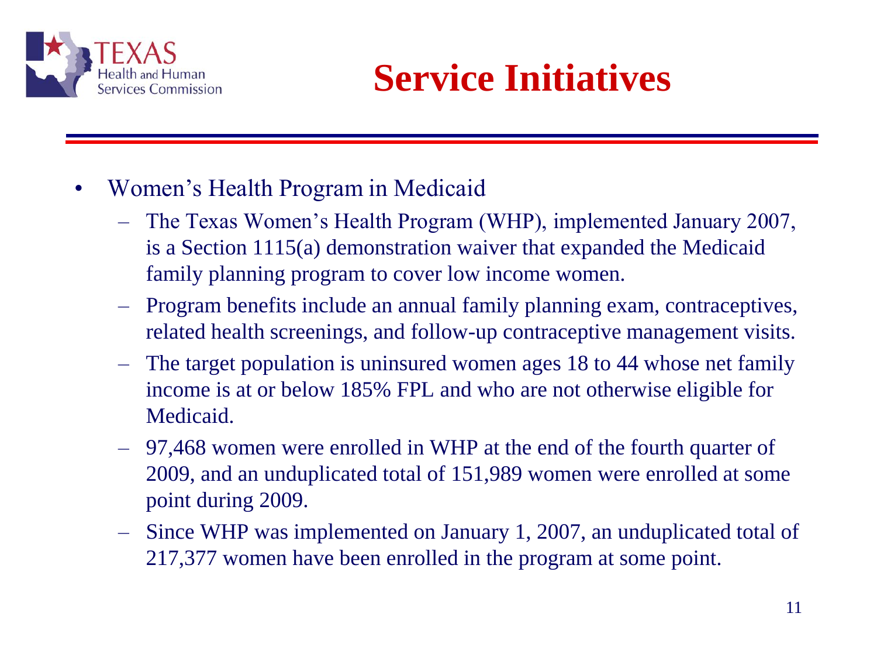# Service Initiatives

- Women's Health Program in Medicaid
  - The Texas Women's Health Program (WHP), implemented January 2007, is a Section 1115(a) demonstration waiver that expanded the Medicaid family planning program to cover low income women.
  - Program benefits include an annual family planning exam, contraceptives, related health screenings, and follow-up contraceptive management visits.
  - The target population is uninsured women ages 18 to 44 whose net family income is at or below 185% FPL and who are not otherwise eligible for Medicaid.
  - 97,468 women were enrolled in WHP at the end of the fourth quarter of 2009, and an unduplicated total of 151,989 women were enrolled at some point during 2009.
  - Since WHP was implemented on January 1, 2007, an unduplicated total of 217,377 women have been enrolled in the program at some point.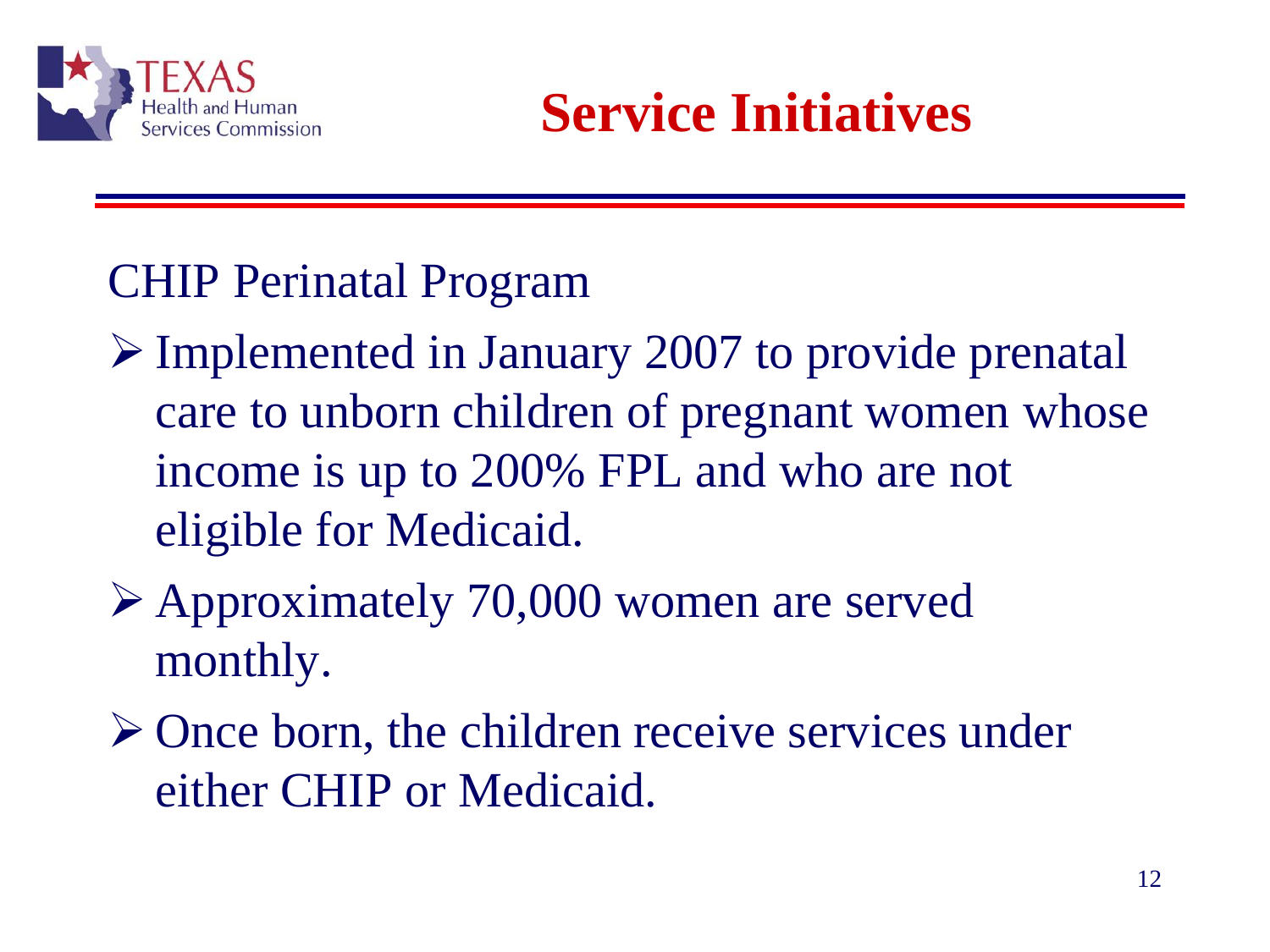# Service Initiatives

## CHIP Perinatal Program

- Implemented in January 2007 to provide prenatal care to unborn children of pregnant women whose income is up to 200% FPL and who are not eligible for Medicaid.
- Approximately 70,000 women are served monthly.
- Once born, the children receive services under either CHIP or Medicaid.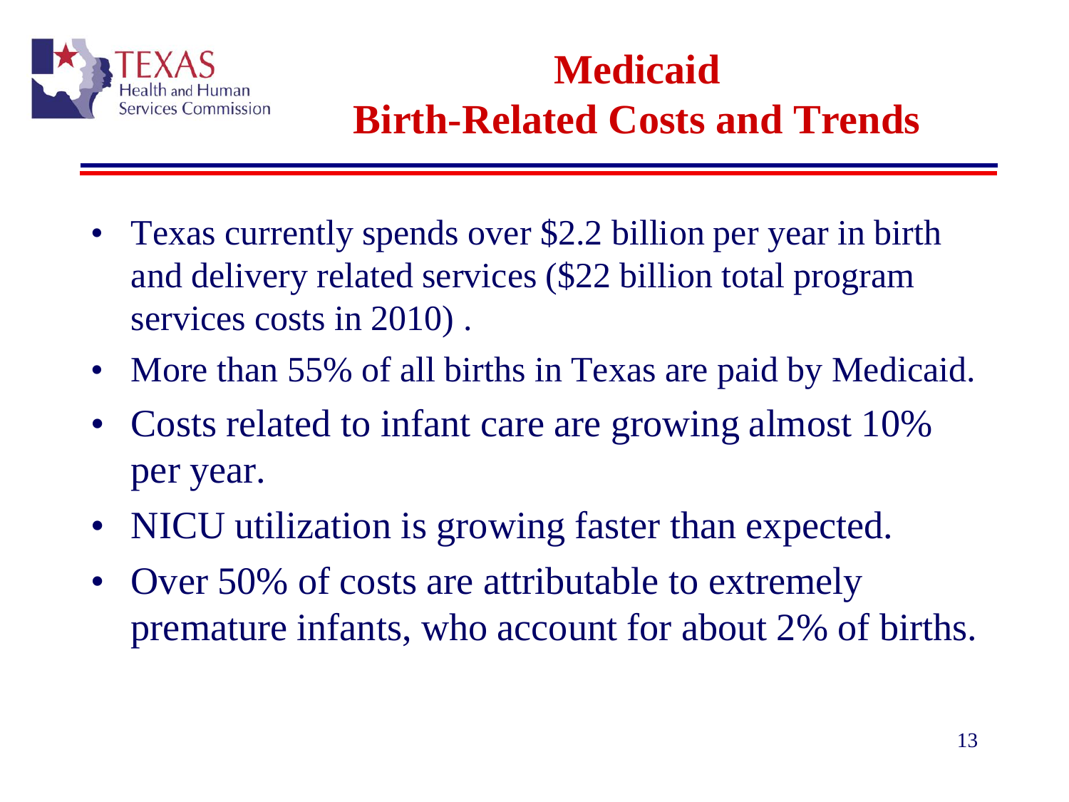# Medicaid Birth-Related Costs and Trends

- Texas currently spends over $2.2 billion per year in birth and delivery related services ($22 billion total program services costs in 2010) .
- More than 55% of all births in Texas are paid by Medicaid.
- Costs related to infant care are growing almost 10% per year.
- NICU utilization is growing faster than expected.
- Over 50% of costs are attributable to extremely premature infants, who account for about 2% of births.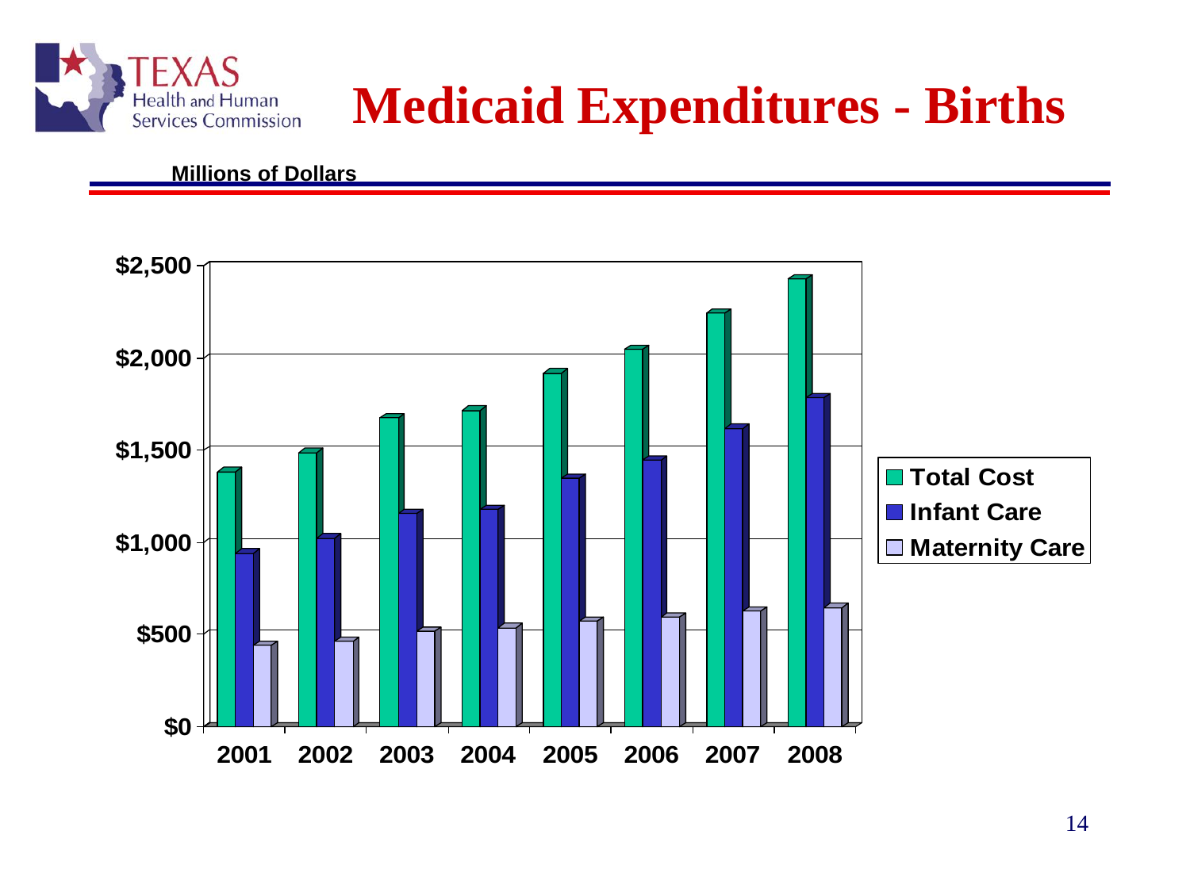# Medicaid Expenditures - Births

**Millions of Dollars**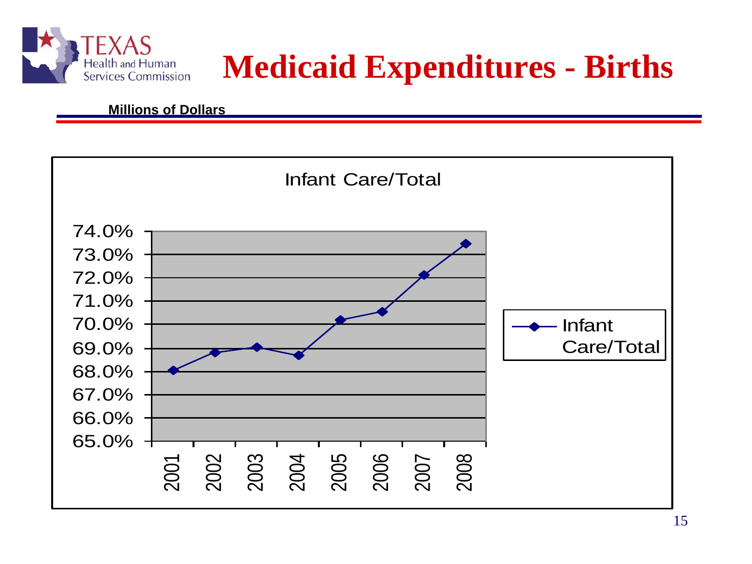# Medicaid Expenditures - Births

**Millions of Dollars**

Infant Care/Total

74.0%
73.0%
72.0%
71.0%
70.0%
69.0%
68.0%
67.0%
66.0%
65.0%

2001 2002 2003 2004 2005 2006 2007 2008

Infant Care/Total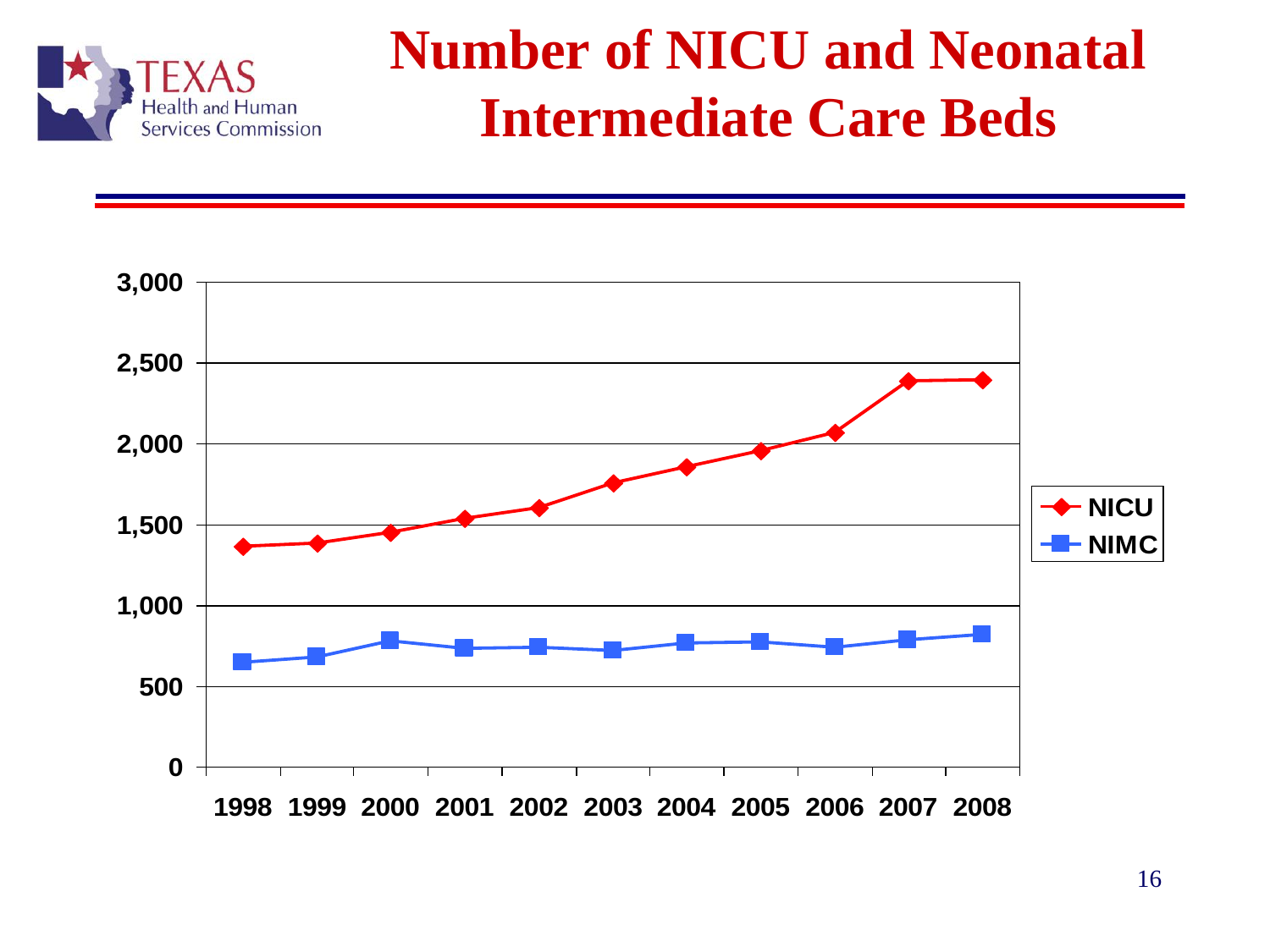# Number of NICU and Neonatal Intermediate Care Beds

3,000
2,500
2,000
1,500
1,000
500
0

1998 1999 2000 2001 2002 2003 2004 2005 2006 2007 2008

NICU
NIMC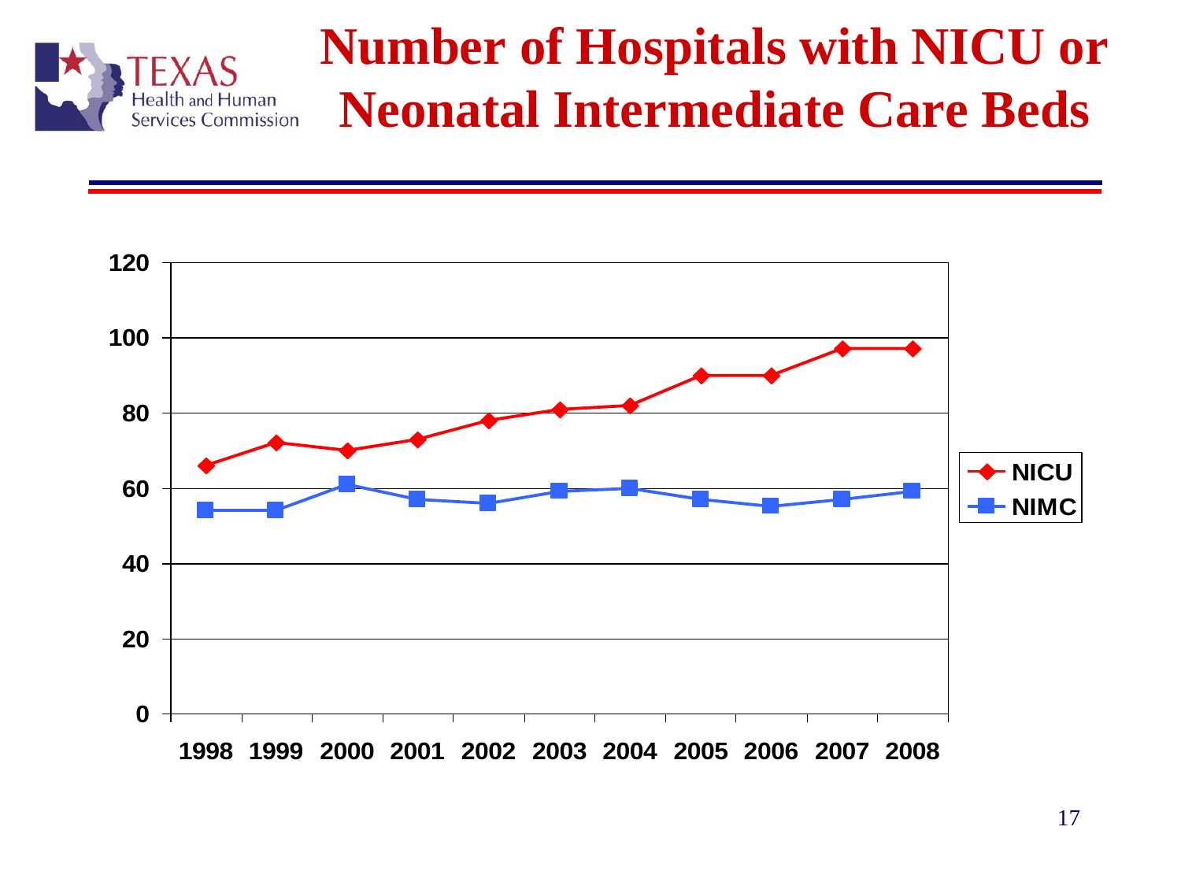# Number of Hospitals with NICU or Neonatal Intermediate Care Beds

| Year | NICU | NIMC |
|---|---|---|
| 1998 | 66 | 54 |
| 1999 | 72 | 54 |
| 2000 | 70 | 61 |
| 2001 | 73 | 57 |
| 2002 | 78 | 56 |
| 2003 | 81 | 59 |
| 2004 | 82 | 60 |
| 2005 | 90 | 57 |
| 2006 | 90 | 55 |
| 2007 | 97 | 57 |
| 2008 | 97 | 59 |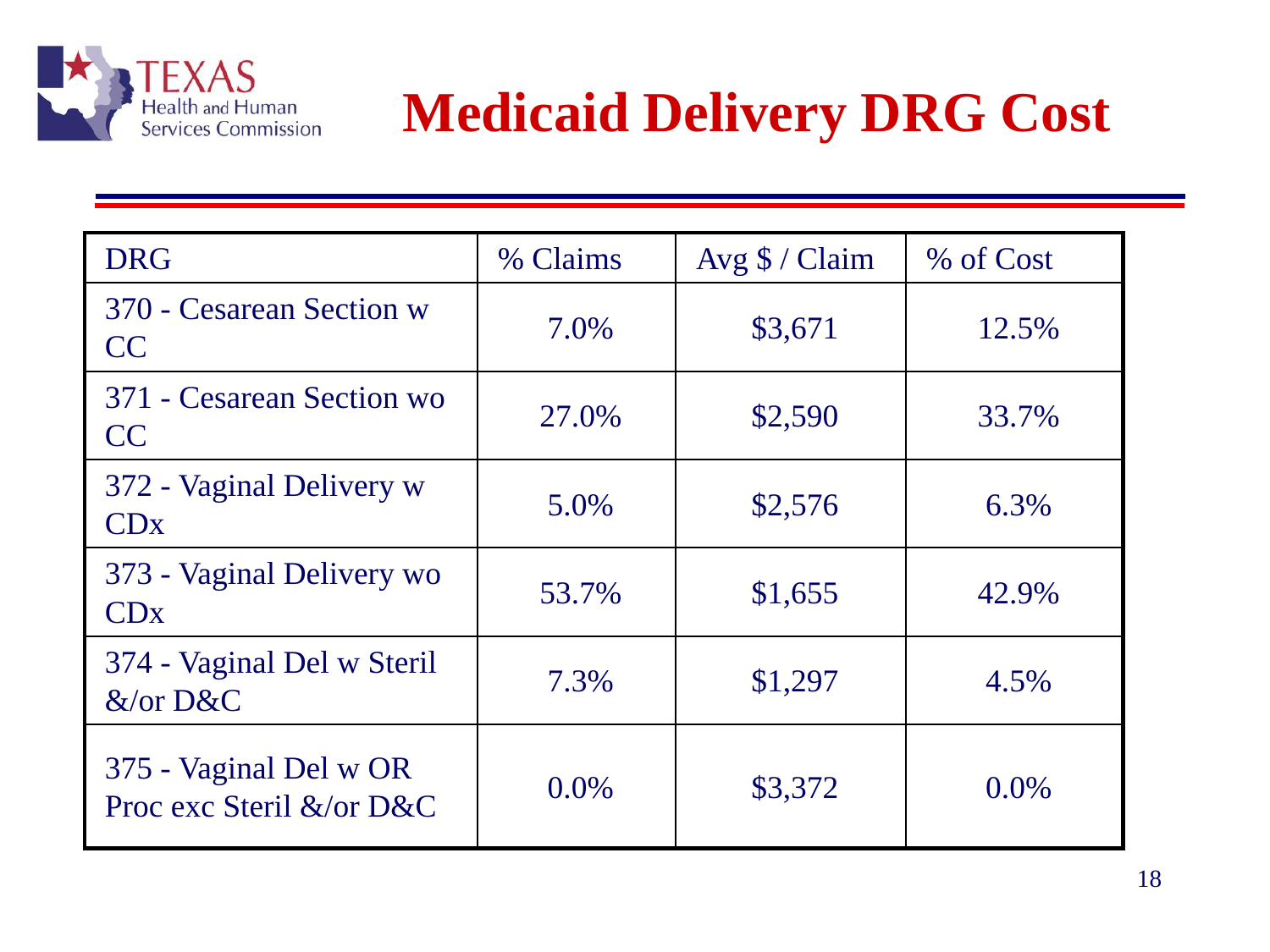# Medicaid Delivery DRG Cost

| DRG | % Claims | Avg $ / Claim | % of Cost |
|---|---|---|---|
| 370 - Cesarean Section w CC | 7.0% | $3,671 | 12.5% |
| 371 - Cesarean Section wo CC | 27.0% | $2,590 | 33.7% |
| 372 - Vaginal Delivery w CDx | 5.0% | $2,576 | 6.3% |
| 373 - Vaginal Delivery wo CDx | 53.7% | $1,655 | 42.9% |
| 374 - Vaginal Del w Steril &/or D&C | 7.3% | $1,297 | 4.5% |
| 375 - Vaginal Del w OR Proc exc Steril &/or D&C | 0.0% | $3,372 | 0.0% |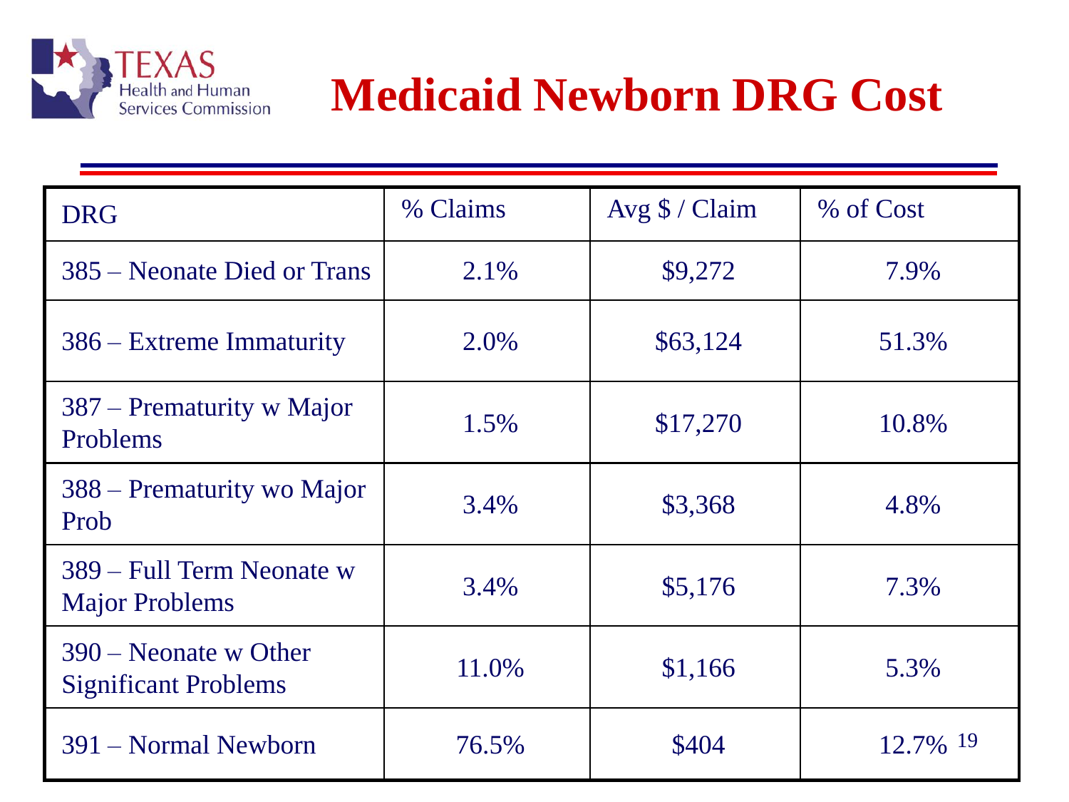# Medicaid Newborn DRG Cost

| DRG | % Claims | Avg $ / Claim | % of Cost |
|---|---|---|---|
| 385 – Neonate Died or Trans | 2.1% | $9,272 | 7.9% |
| 386 – Extreme Immaturity | 2.0% | $63,124 | 51.3% |
| 387 – Prematurity w Major Problems | 1.5% | $17,270 | 10.8% |
| 388 – Prematurity wo Major Prob | 3.4% | $3,368 | 4.8% |
| 389 – Full Term Neonate w Major Problems | 3.4% | $5,176 | 7.3% |
| 390 – Neonate w Other Significant Problems | 11.0% | $1,166 | 5.3% |
| 391 – Normal Newborn | 76.5% | $404 | 12.7% |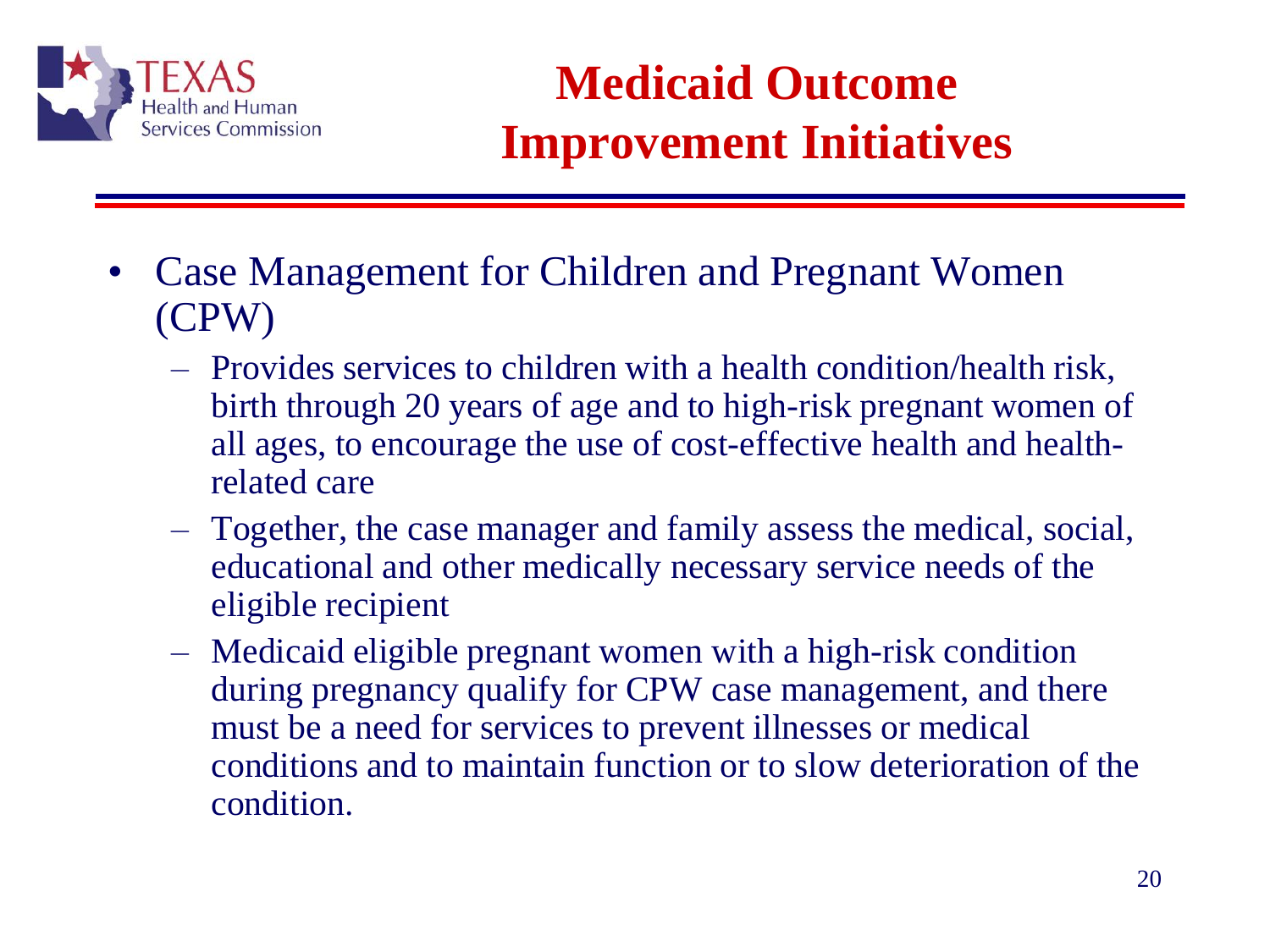# Medicaid Outcome Improvement Initiatives

- Case Management for Children and Pregnant Women (CPW)
  - Provides services to children with a health condition/health risk, birth through 20 years of age and to high-risk pregnant women of all ages, to encourage the use of cost-effective health and health-related care
  - Together, the case manager and family assess the medical, social, educational and other medically necessary service needs of the eligible recipient
  - Medicaid eligible pregnant women with a high-risk condition during pregnancy qualify for CPW case management, and there must be a need for services to prevent illnesses or medical conditions and to maintain function or to slow deterioration of the condition.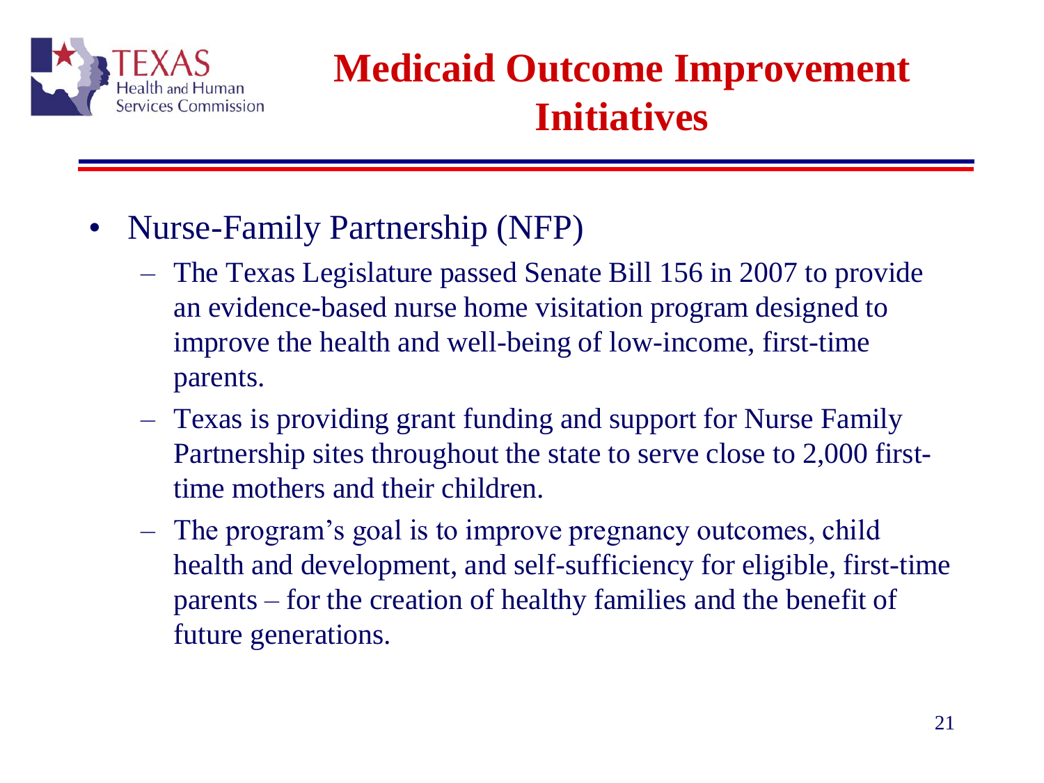# Medicaid Outcome Improvement Initiatives

- Nurse-Family Partnership (NFP)
  - The Texas Legislature passed Senate Bill 156 in 2007 to provide an evidence-based nurse home visitation program designed to improve the health and well-being of low-income, first-time parents.
  - Texas is providing grant funding and support for Nurse Family Partnership sites throughout the state to serve close to 2,000 first-time mothers and their children.
  - The program's goal is to improve pregnancy outcomes, child health and development, and self-sufficiency for eligible, first-time parents – for the creation of healthy families and the benefit of future generations.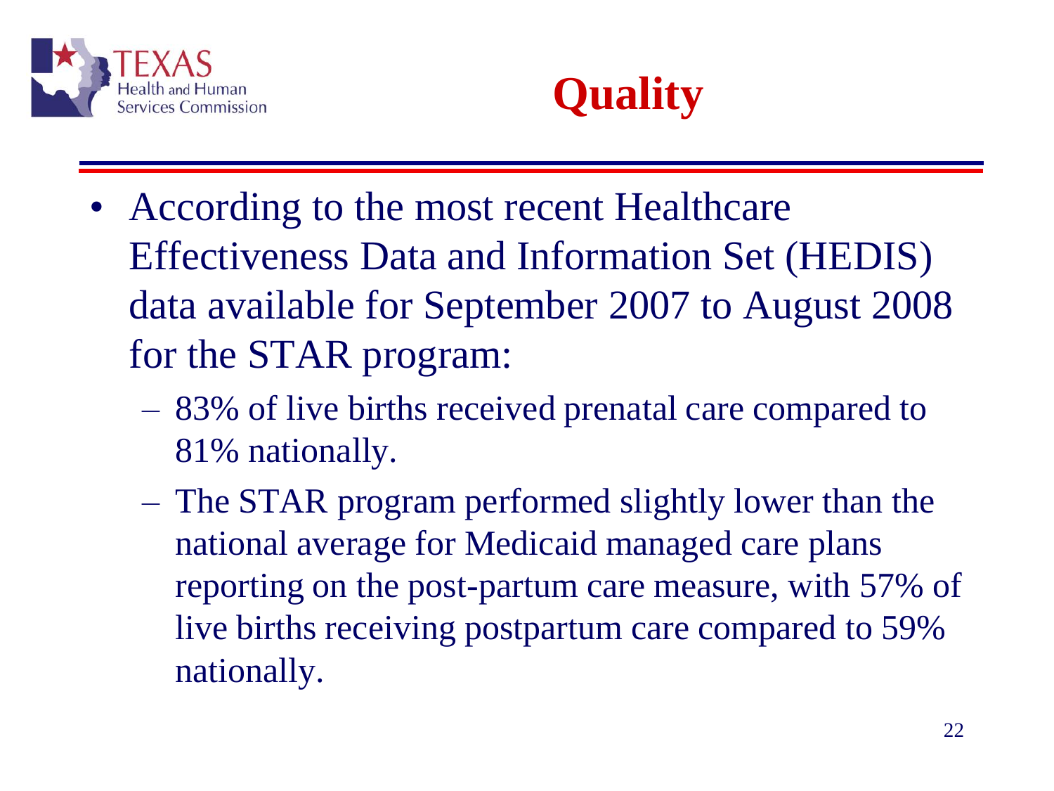# Quality

- According to the most recent Healthcare Effectiveness Data and Information Set (HEDIS) data available for September 2007 to August 2008 for the STAR program:
  - 83% of live births received prenatal care compared to 81% nationally.
  - The STAR program performed slightly lower than the national average for Medicaid managed care plans reporting on the post-partum care measure, with 57% of live births receiving postpartum care compared to 59% nationally.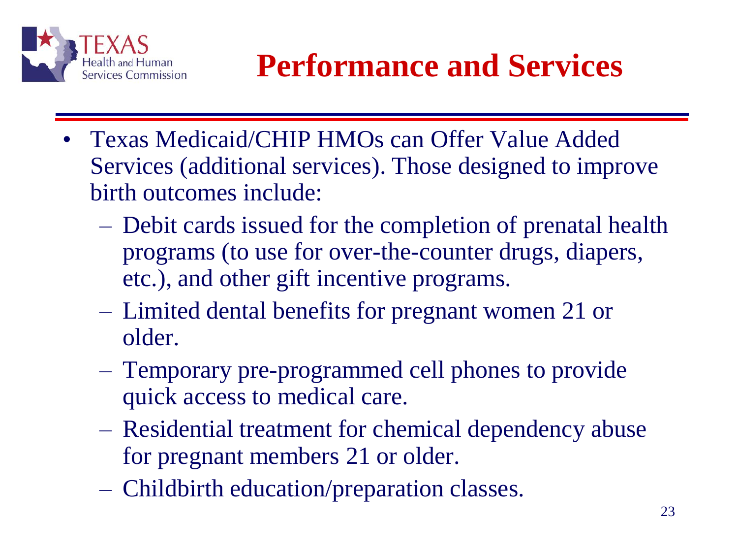# Performance and Services

- Texas Medicaid/CHIP HMOs can Offer Value Added Services (additional services). Those designed to improve birth outcomes include:
  - Debit cards issued for the completion of prenatal health programs (to use for over-the-counter drugs, diapers, etc.), and other gift incentive programs.
  - Limited dental benefits for pregnant women 21 or older.
  - Temporary pre-programmed cell phones to provide quick access to medical care.
  - Residential treatment for chemical dependency abuse for pregnant members 21 or older.
  - Childbirth education/preparation classes.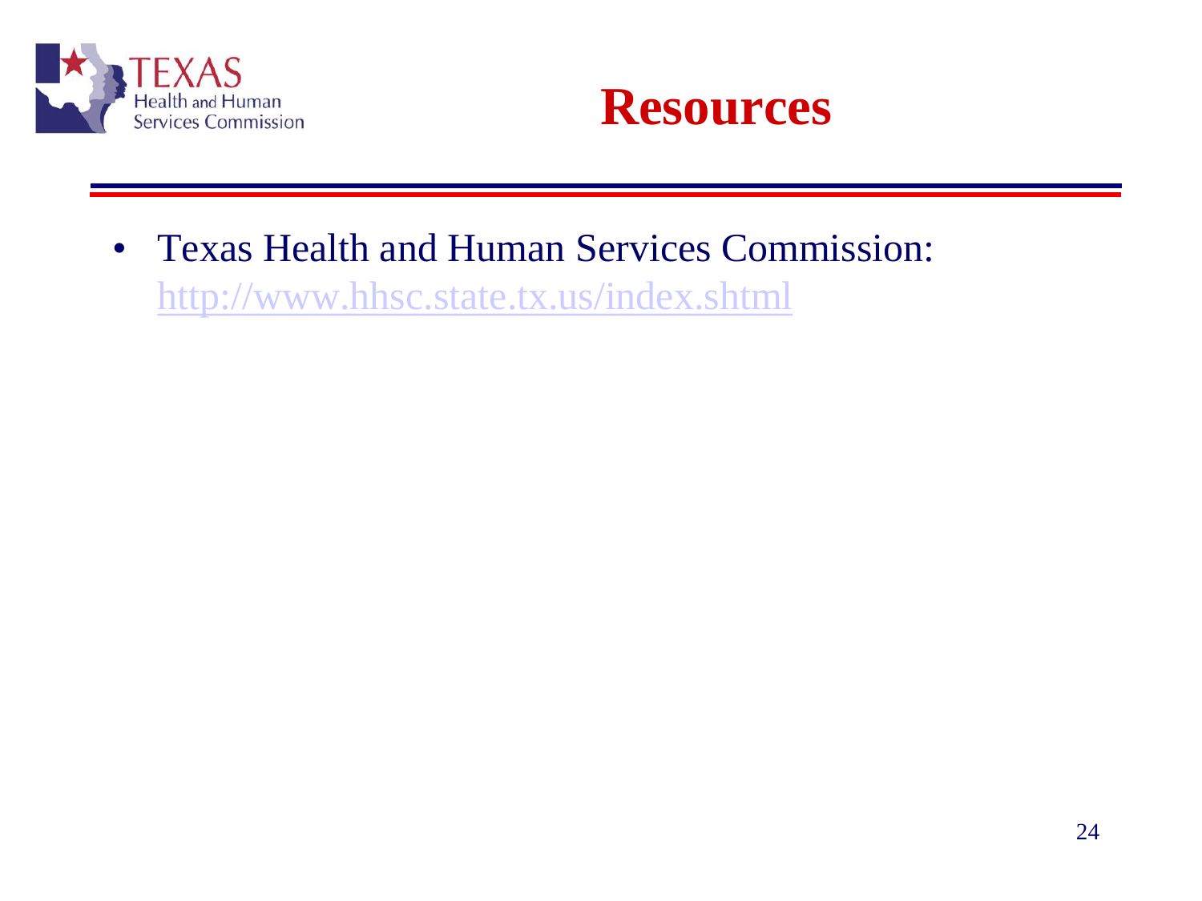# Resources

- Texas Health and Human Services Commission: http://www.hhsc.state.tx.us/index.shtml